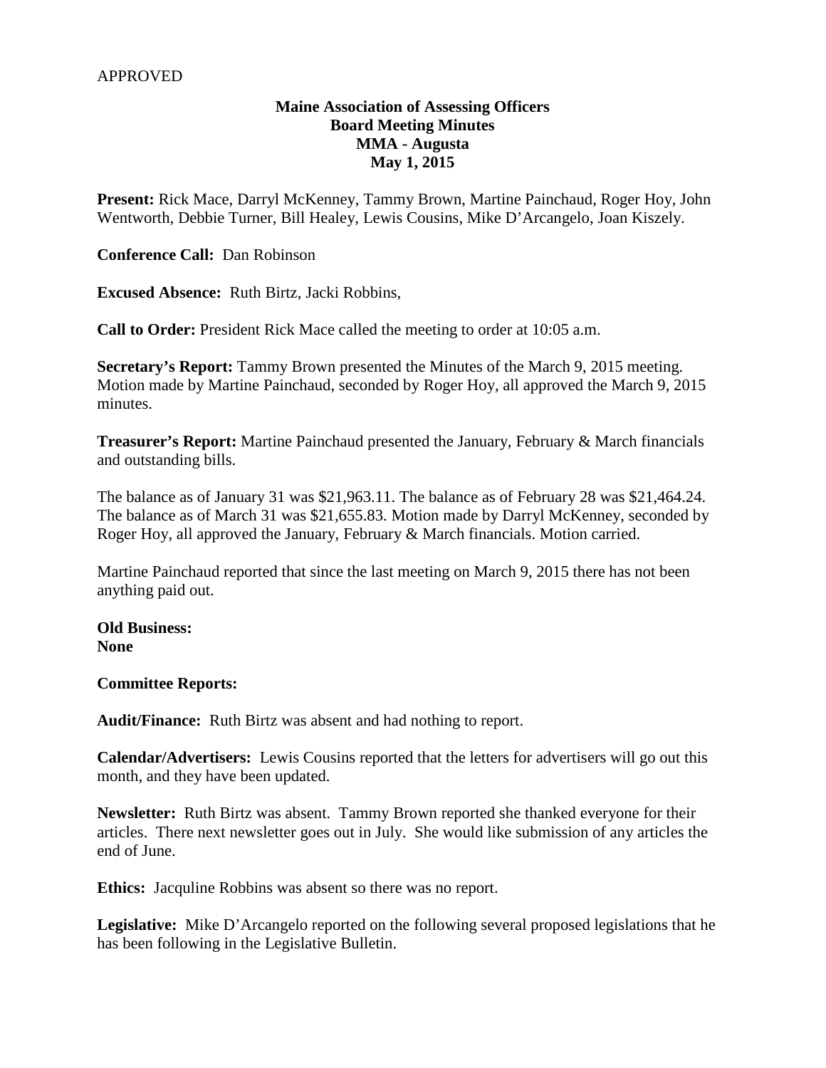APPROVED

**Maine Association of Assessing Officers**
**Board Meeting Minutes**
**MMA - Augusta**
**May 1, 2015**

**Present:** Rick Mace, Darryl McKenney, Tammy Brown, Martine Painchaud, Roger Hoy, John Wentworth, Debbie Turner, Bill Healey, Lewis Cousins, Mike D'Arcangelo, Joan Kiszely.

**Conference Call:** Dan Robinson

**Excused Absence:** Ruth Birtz, Jacki Robbins,

**Call to Order:** President Rick Mace called the meeting to order at 10:05 a.m.

**Secretary's Report:** Tammy Brown presented the Minutes of the March 9, 2015 meeting. Motion made by Martine Painchaud, seconded by Roger Hoy, all approved the March 9, 2015 minutes.

**Treasurer's Report:** Martine Painchaud presented the January, February & March financials and outstanding bills.

The balance as of January 31 was $21,963.11. The balance as of February 28 was $21,464.24. The balance as of March 31 was $21,655.83. Motion made by Darryl McKenney, seconded by Roger Hoy, all approved the January, February & March financials. Motion carried.

Martine Painchaud reported that since the last meeting on March 9, 2015 there has not been anything paid out.

**Old Business:**
**None**

**Committee Reports:**

**Audit/Finance:** Ruth Birtz was absent and had nothing to report.

**Calendar/Advertisers:** Lewis Cousins reported that the letters for advertisers will go out this month, and they have been updated.

**Newsletter:** Ruth Birtz was absent. Tammy Brown reported she thanked everyone for their articles. There next newsletter goes out in July. She would like submission of any articles the end of June.

**Ethics:** Jacquline Robbins was absent so there was no report.

**Legislative:** Mike D'Arcangelo reported on the following several proposed legislations that he has been following in the Legislative Bulletin.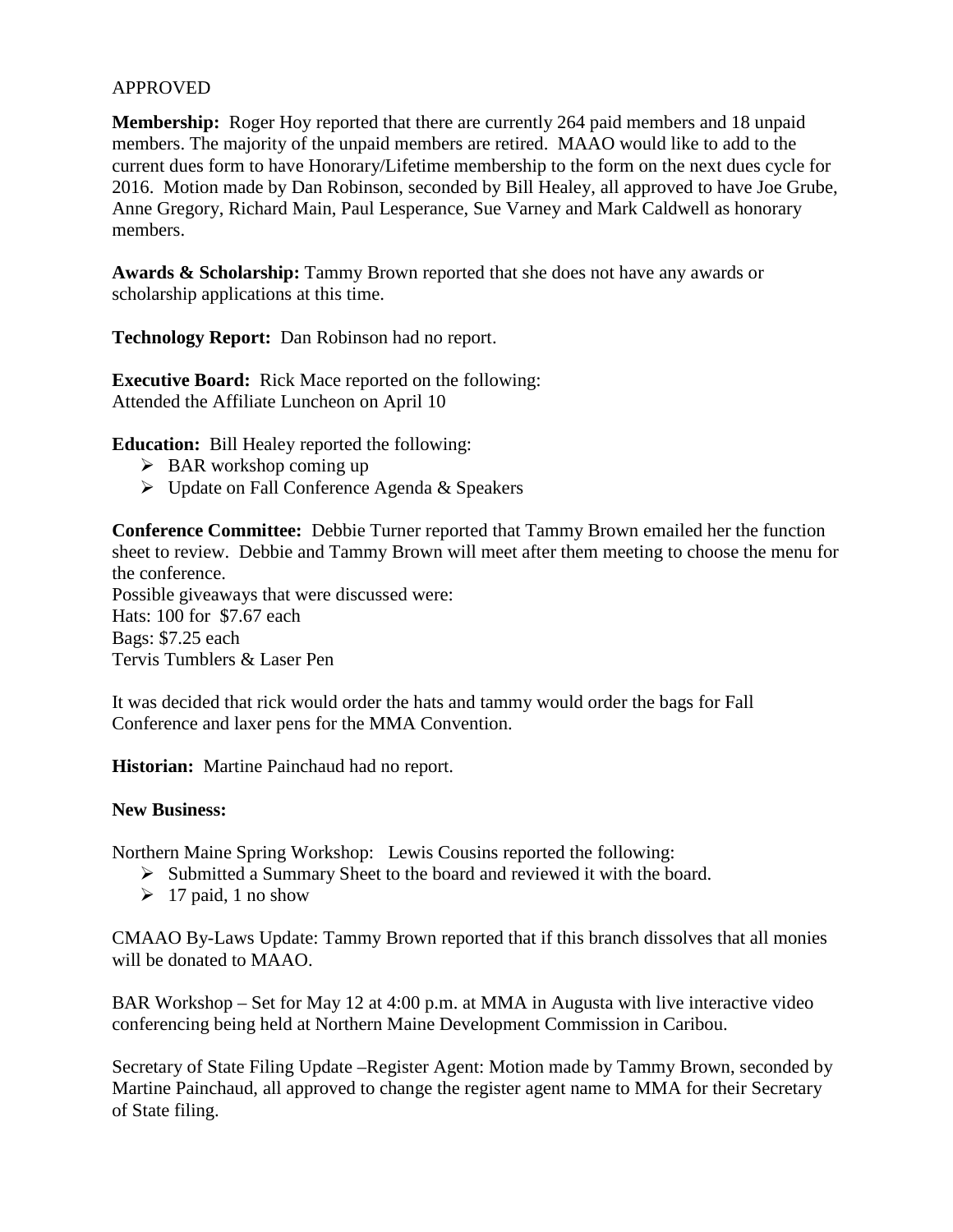APPROVED

**Membership:** Roger Hoy reported that there are currently 264 paid members and 18 unpaid members. The majority of the unpaid members are retired. MAAO would like to add to the current dues form to have Honorary/Lifetime membership to the form on the next dues cycle for 2016. Motion made by Dan Robinson, seconded by Bill Healey, all approved to have Joe Grube, Anne Gregory, Richard Main, Paul Lesperance, Sue Varney and Mark Caldwell as honorary members.

**Awards & Scholarship:** Tammy Brown reported that she does not have any awards or scholarship applications at this time.

**Technology Report:** Dan Robinson had no report.

**Executive Board:** Rick Mace reported on the following:
Attended the Affiliate Luncheon on April 10

**Education:** Bill Healey reported the following:

- BAR workshop coming up
- Update on Fall Conference Agenda & Speakers

**Conference Committee:** Debbie Turner reported that Tammy Brown emailed her the function sheet to review. Debbie and Tammy Brown will meet after them meeting to choose the menu for the conference.
Possible giveaways that were discussed were:
Hats: 100 for $7.67 each
Bags: $7.25 each
Tervis Tumblers & Laser Pen

It was decided that rick would order the hats and tammy would order the bags for Fall Conference and laxer pens for the MMA Convention.

**Historian:** Martine Painchaud had no report.

**New Business:**

Northern Maine Spring Workshop: Lewis Cousins reported the following:

- Submitted a Summary Sheet to the board and reviewed it with the board.
- 17 paid, 1 no show

CMAAO By-Laws Update: Tammy Brown reported that if this branch dissolves that all monies will be donated to MAAO.

BAR Workshop – Set for May 12 at 4:00 p.m. at MMA in Augusta with live interactive video conferencing being held at Northern Maine Development Commission in Caribou.

Secretary of State Filing Update –Register Agent: Motion made by Tammy Brown, seconded by Martine Painchaud, all approved to change the register agent name to MMA for their Secretary of State filing.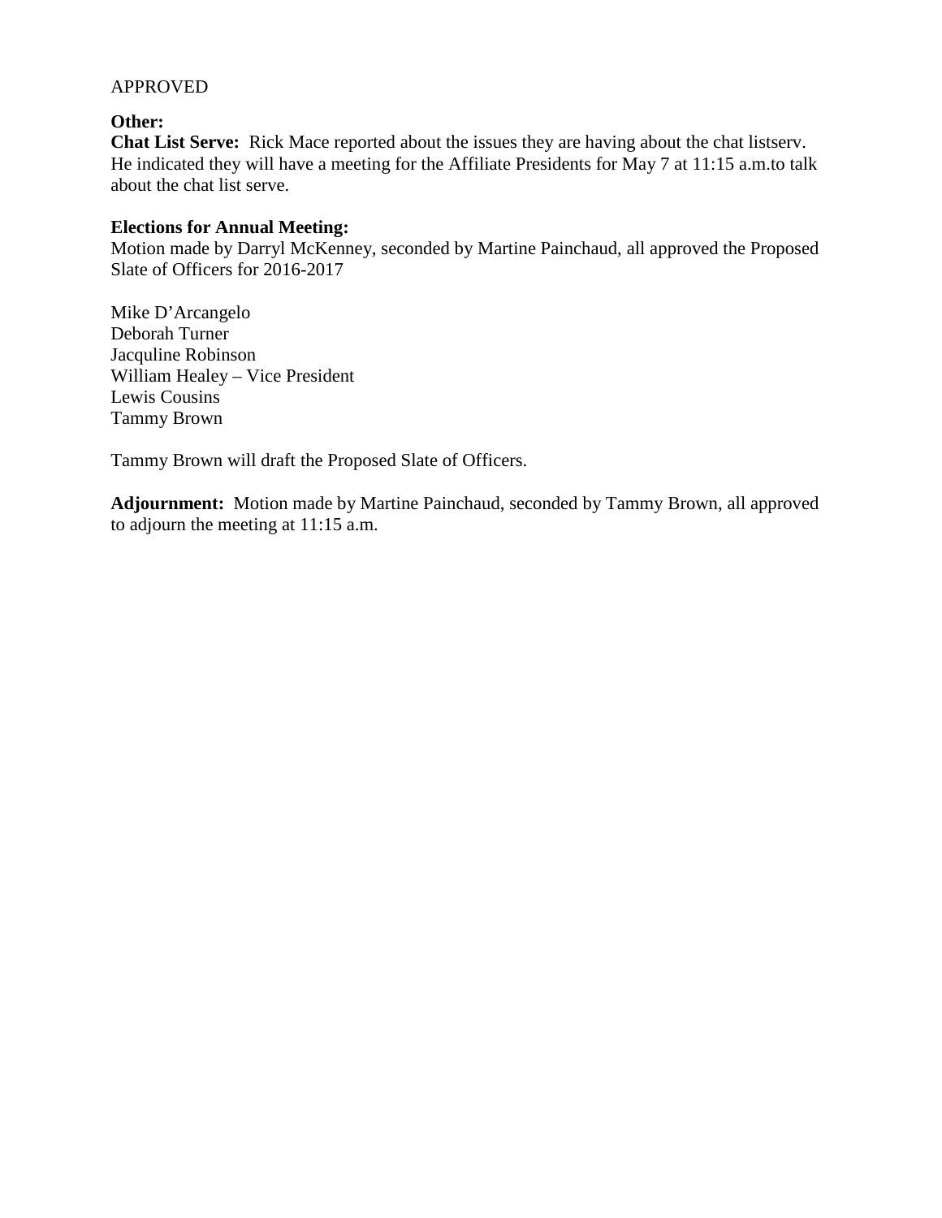APPROVED

**Other:**
**Chat List Serve:** Rick Mace reported about the issues they are having about the chat listserv. He indicated they will have a meeting for the Affiliate Presidents for May 7 at 11:15 a.m.to talk about the chat list serve.

**Elections for Annual Meeting:**
Motion made by Darryl McKenney, seconded by Martine Painchaud, all approved the Proposed Slate of Officers for 2016-2017

Mike D'Arcangelo
Deborah Turner
Jacquline Robinson
William Healey – Vice President
Lewis Cousins
Tammy Brown

Tammy Brown will draft the Proposed Slate of Officers.

**Adjournment:** Motion made by Martine Painchaud, seconded by Tammy Brown, all approved to adjourn the meeting at 11:15 a.m.